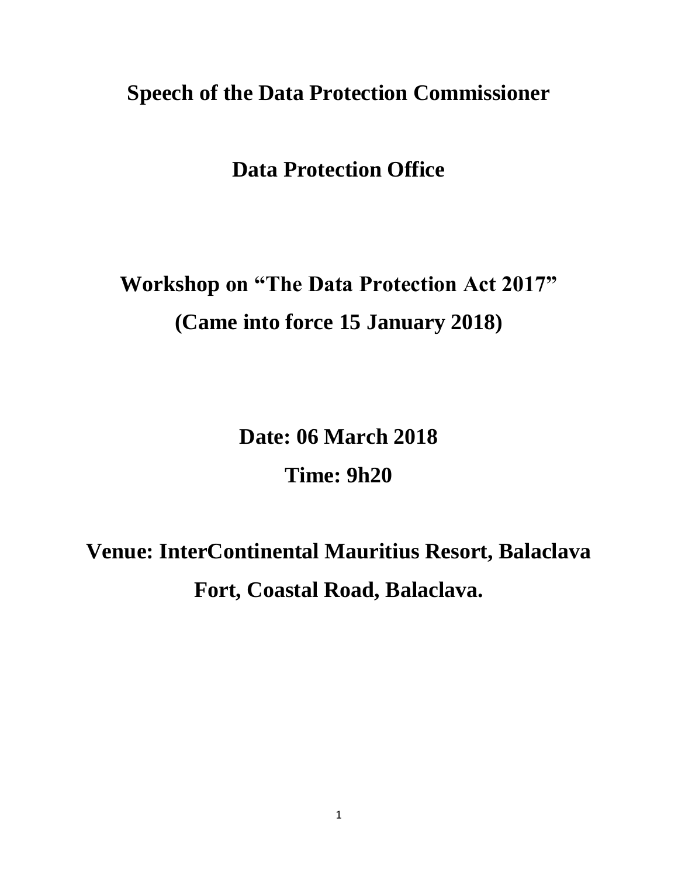# Speech of the Data Protection Commissioner

# Data Protection Office

## Workshop on "The Data Protection Act 2017"
## (Came into force 15 January 2018)

**Date: 06 March 2018**

**Time: 9h20**

**Venue: InterContinental Mauritius Resort, Balaclava Fort, Coastal Road, Balaclava.**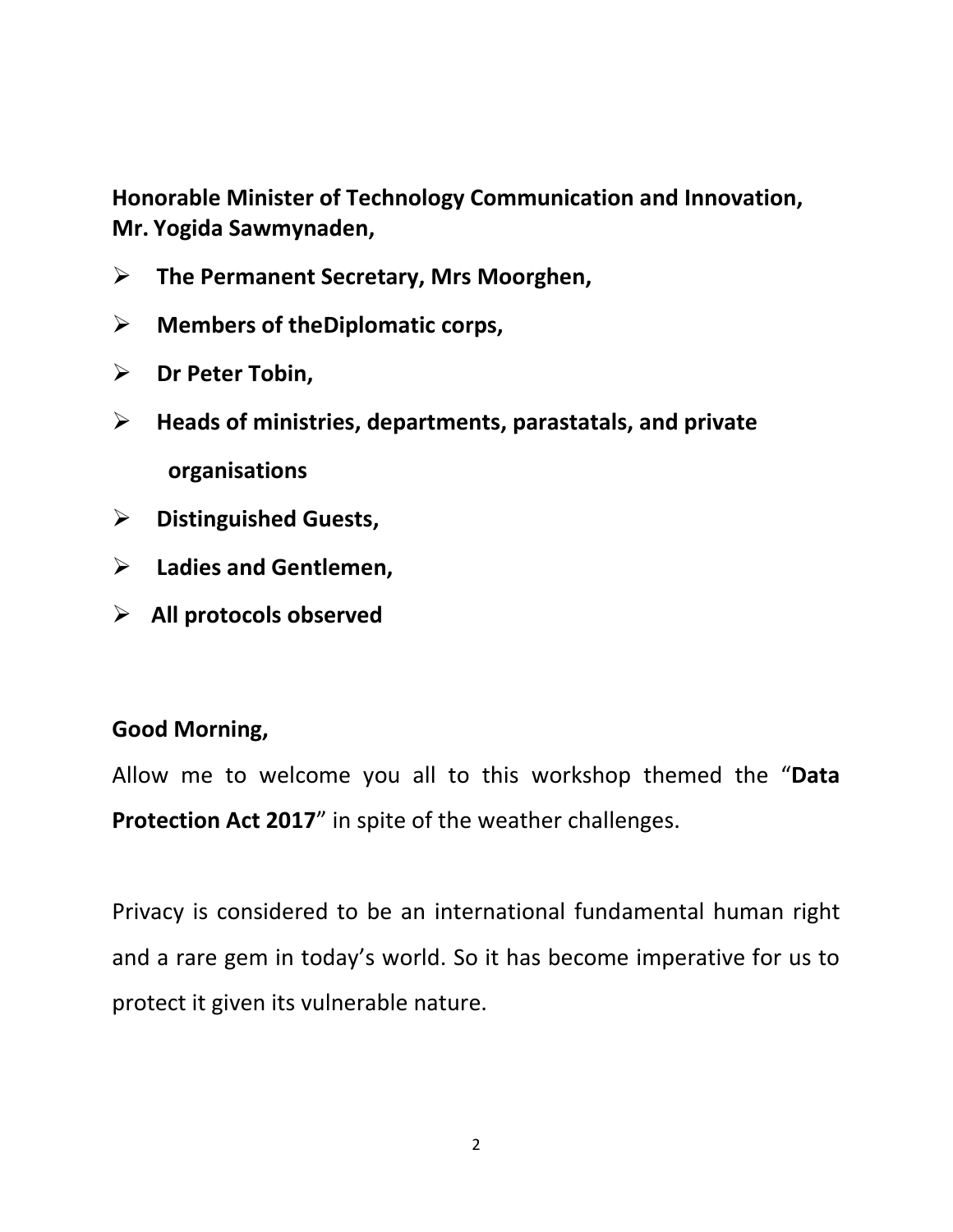**Honorable Minister of Technology Communication and Innovation, Mr. Yogida Sawmynaden,**

- **The Permanent Secretary, Mrs Moorghen,**
- **Members of theDiplomatic corps,**
- **Dr Peter Tobin,**
- **Heads of ministries, departments, parastatals, and private organisations**
- **Distinguished Guests,**
- **Ladies and Gentlemen,**
- **All protocols observed**

**Good Morning,**

Allow me to welcome you all to this workshop themed the "**Data Protection Act 2017**" in spite of the weather challenges.

Privacy is considered to be an international fundamental human right and a rare gem in today's world. So it has become imperative for us to protect it given its vulnerable nature.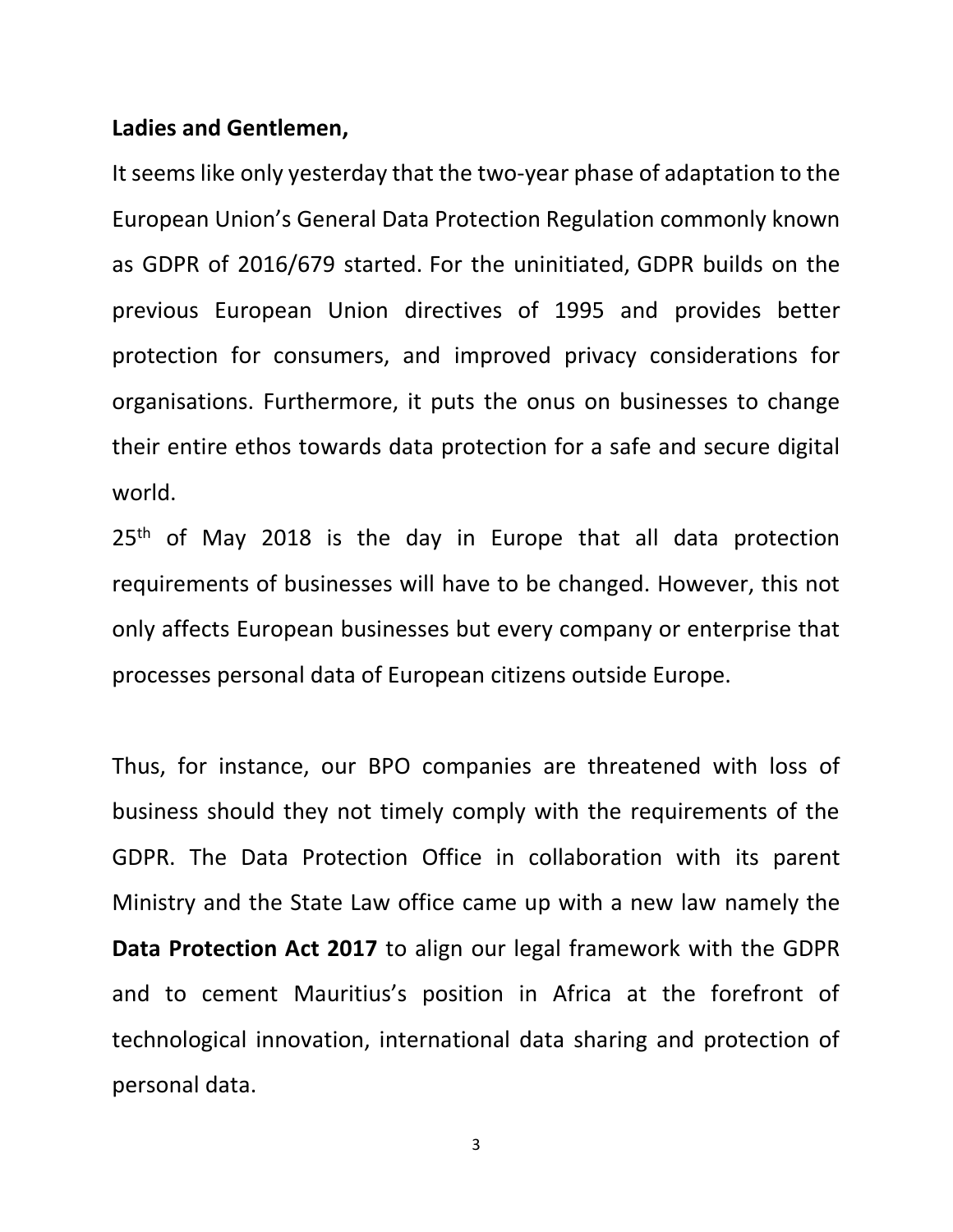**Ladies and Gentlemen,**

It seems like only yesterday that the two-year phase of adaptation to the European Union's General Data Protection Regulation commonly known as GDPR of 2016/679 started. For the uninitiated, GDPR builds on the previous European Union directives of 1995 and provides better protection for consumers, and improved privacy considerations for organisations. Furthermore, it puts the onus on businesses to change their entire ethos towards data protection for a safe and secure digital world.

25th of May 2018 is the day in Europe that all data protection requirements of businesses will have to be changed. However, this not only affects European businesses but every company or enterprise that processes personal data of European citizens outside Europe.

Thus, for instance, our BPO companies are threatened with loss of business should they not timely comply with the requirements of the GDPR. The Data Protection Office in collaboration with its parent Ministry and the State Law office came up with a new law namely the **Data Protection Act 2017** to align our legal framework with the GDPR and to cement Mauritius's position in Africa at the forefront of technological innovation, international data sharing and protection of personal data.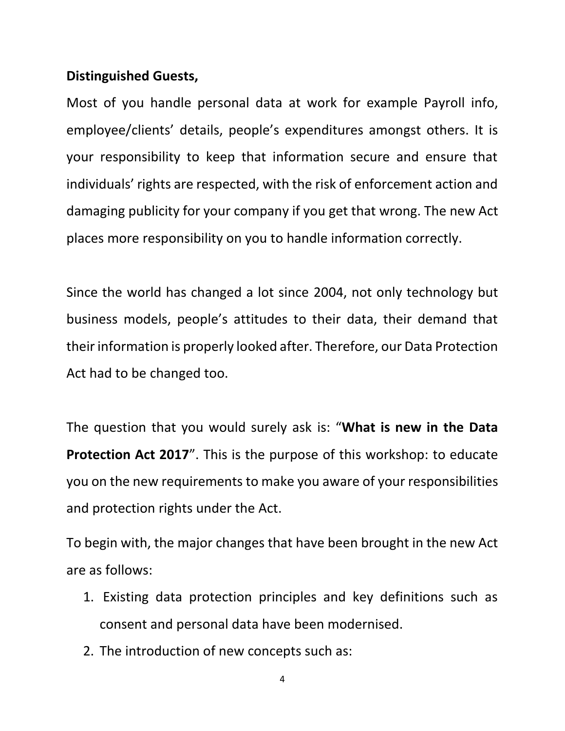**Distinguished Guests,**

Most of you handle personal data at work for example Payroll info, employee/clients' details, people's expenditures amongst others. It is your responsibility to keep that information secure and ensure that individuals' rights are respected, with the risk of enforcement action and damaging publicity for your company if you get that wrong. The new Act places more responsibility on you to handle information correctly.

Since the world has changed a lot since 2004, not only technology but business models, people's attitudes to their data, their demand that their information is properly looked after. Therefore, our Data Protection Act had to be changed too.

The question that you would surely ask is: "**What is new in the Data Protection Act 2017**". This is the purpose of this workshop: to educate you on the new requirements to make you aware of your responsibilities and protection rights under the Act.

To begin with, the major changes that have been brought in the new Act are as follows:

1. Existing data protection principles and key definitions such as consent and personal data have been modernised.
2. The introduction of new concepts such as: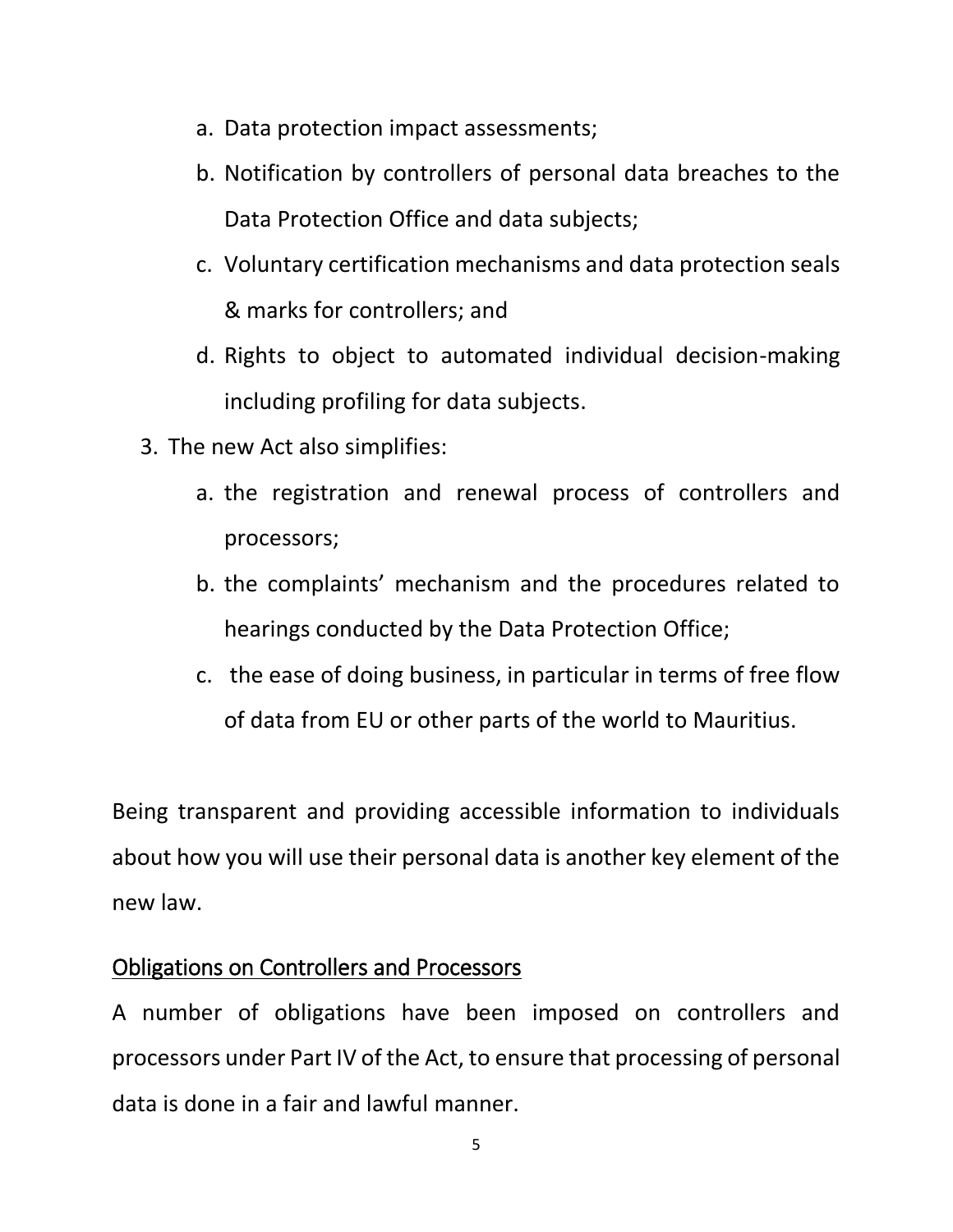a. Data protection impact assessments;
b. Notification by controllers of personal data breaches to the Data Protection Office and data subjects;
c. Voluntary certification mechanisms and data protection seals & marks for controllers; and
d. Rights to object to automated individual decision-making including profiling for data subjects.

3. The new Act also simplifies:
   a. the registration and renewal process of controllers and processors;
   b. the complaints' mechanism and the procedures related to hearings conducted by the Data Protection Office;
   c. the ease of doing business, in particular in terms of free flow of data from EU or other parts of the world to Mauritius.

Being transparent and providing accessible information to individuals about how you will use their personal data is another key element of the new law.

## Obligations on Controllers and Processors

A number of obligations have been imposed on controllers and processors under Part IV of the Act, to ensure that processing of personal data is done in a fair and lawful manner.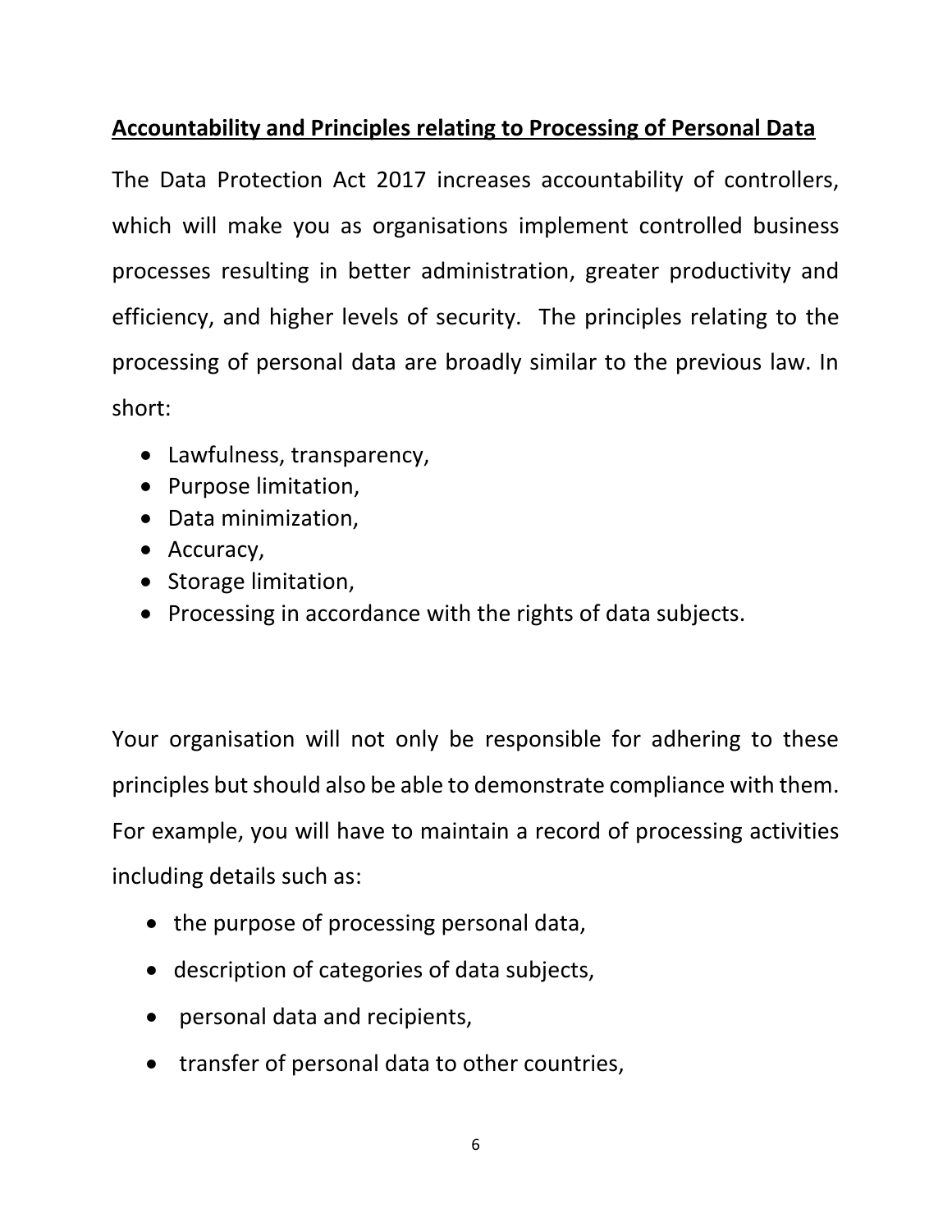## Accountability and Principles relating to Processing of Personal Data

The Data Protection Act 2017 increases accountability of controllers, which will make you as organisations implement controlled business processes resulting in better administration, greater productivity and efficiency, and higher levels of security. The principles relating to the processing of personal data are broadly similar to the previous law. In short:

- Lawfulness, transparency,
- Purpose limitation,
- Data minimization,
- Accuracy,
- Storage limitation,
- Processing in accordance with the rights of data subjects.

Your organisation will not only be responsible for adhering to these principles but should also be able to demonstrate compliance with them. For example, you will have to maintain a record of processing activities including details such as:

- the purpose of processing personal data,
- description of categories of data subjects,
- personal data and recipients,
- transfer of personal data to other countries,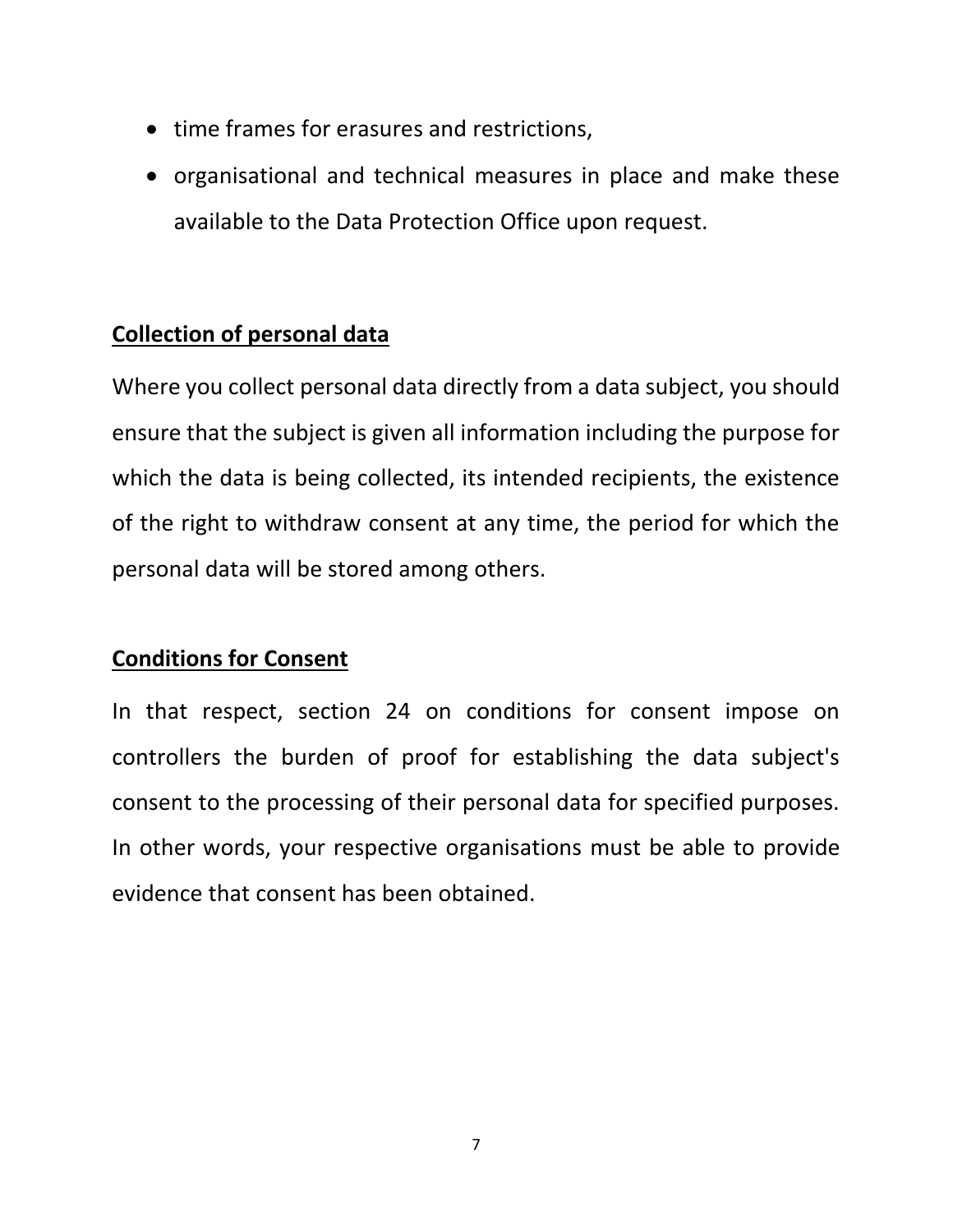- time frames for erasures and restrictions,
- organisational and technical measures in place and make these available to the Data Protection Office upon request.

**<u>Collection of personal data</u>**

Where you collect personal data directly from a data subject, you should ensure that the subject is given all information including the purpose for which the data is being collected, its intended recipients, the existence of the right to withdraw consent at any time, the period for which the personal data will be stored among others.

**<u>Conditions for Consent</u>**

In that respect, section 24 on conditions for consent impose on controllers the burden of proof for establishing the data subject's consent to the processing of their personal data for specified purposes. In other words, your respective organisations must be able to provide evidence that consent has been obtained.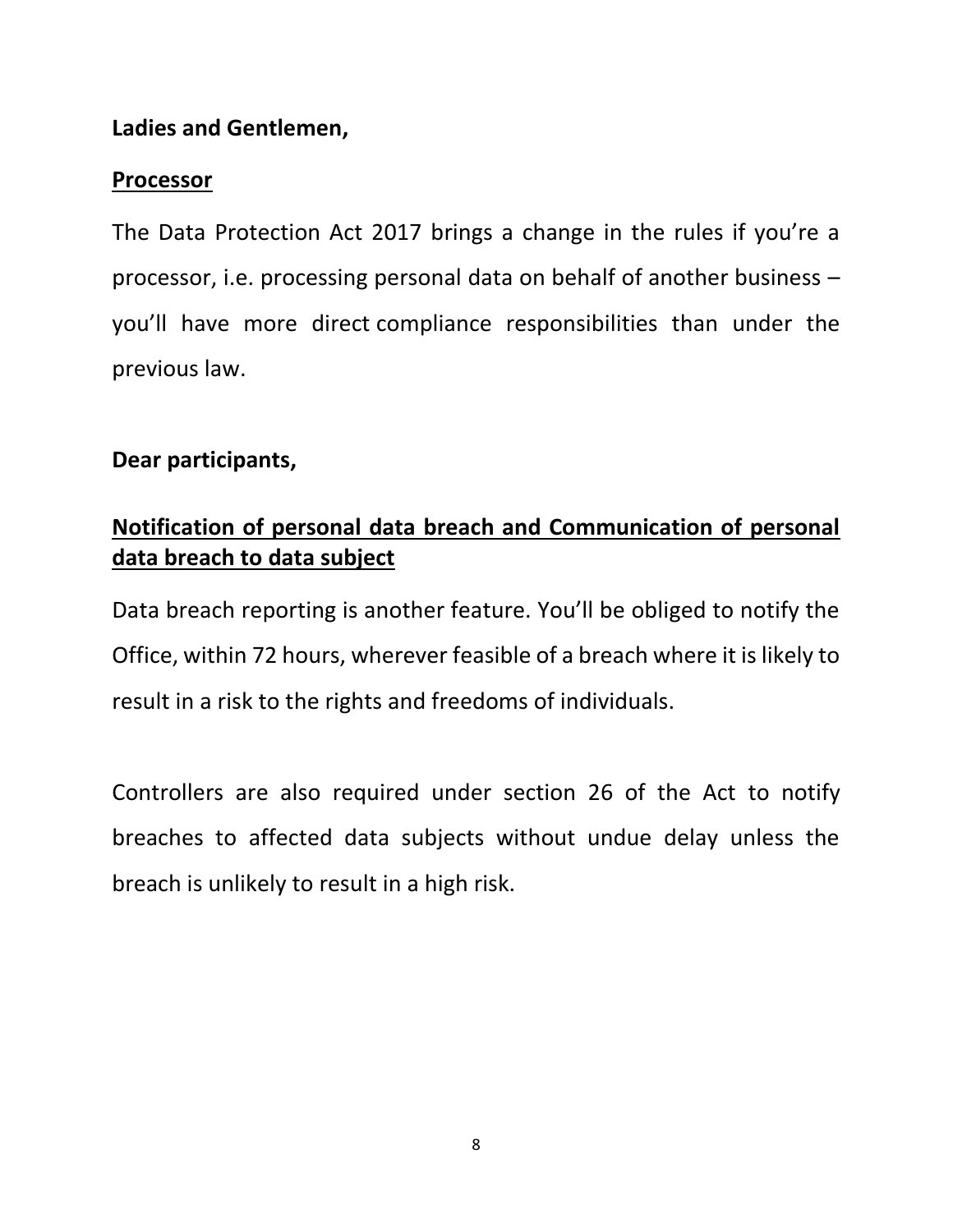**Ladies and Gentlemen,**

**Processor**

The Data Protection Act 2017 brings a change in the rules if you're a processor, i.e. processing personal data on behalf of another business – you'll have more direct compliance responsibilities than under the previous law.

**Dear participants,**

**Notification of personal data breach and Communication of personal data breach to data subject**

Data breach reporting is another feature. You'll be obliged to notify the Office, within 72 hours, wherever feasible of a breach where it is likely to result in a risk to the rights and freedoms of individuals.

Controllers are also required under section 26 of the Act to notify breaches to affected data subjects without undue delay unless the breach is unlikely to result in a high risk.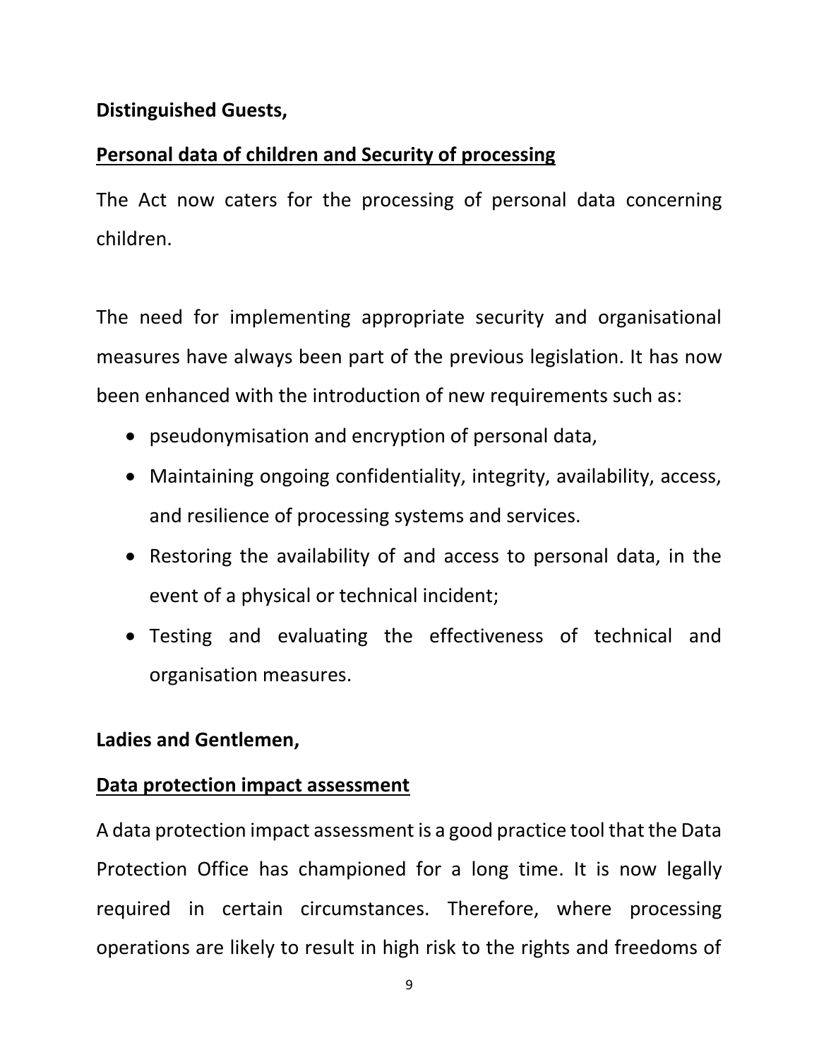**Distinguished Guests,**

**Personal data of children and Security of processing**

The Act now caters for the processing of personal data concerning children.

The need for implementing appropriate security and organisational measures have always been part of the previous legislation. It has now been enhanced with the introduction of new requirements such as:

- pseudonymisation and encryption of personal data,
- Maintaining ongoing confidentiality, integrity, availability, access, and resilience of processing systems and services.
- Restoring the availability of and access to personal data, in the event of a physical or technical incident;
- Testing and evaluating the effectiveness of technical and organisation measures.

**Ladies and Gentlemen,**

**Data protection impact assessment**

A data protection impact assessment is a good practice tool that the Data Protection Office has championed for a long time. It is now legally required in certain circumstances. Therefore, where processing operations are likely to result in high risk to the rights and freedoms of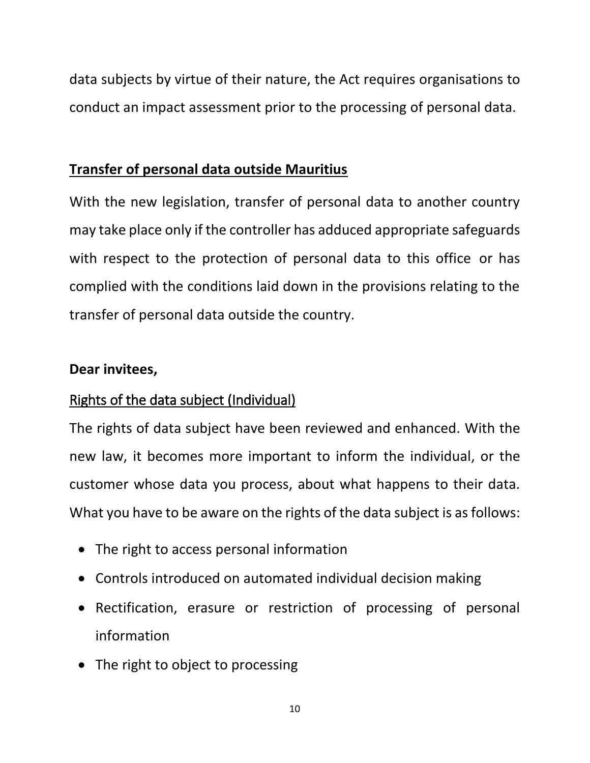data subjects by virtue of their nature, the Act requires organisations to conduct an impact assessment prior to the processing of personal data.

**Transfer of personal data outside Mauritius**

With the new legislation, transfer of personal data to another country may take place only if the controller has adduced appropriate safeguards with respect to the protection of personal data to this office or has complied with the conditions laid down in the provisions relating to the transfer of personal data outside the country.

**Dear invitees,**

Rights of the data subject (Individual)

The rights of data subject have been reviewed and enhanced. With the new law, it becomes more important to inform the individual, or the customer whose data you process, about what happens to their data. What you have to be aware on the rights of the data subject is as follows:

- The right to access personal information
- Controls introduced on automated individual decision making
- Rectification, erasure or restriction of processing of personal information
- The right to object to processing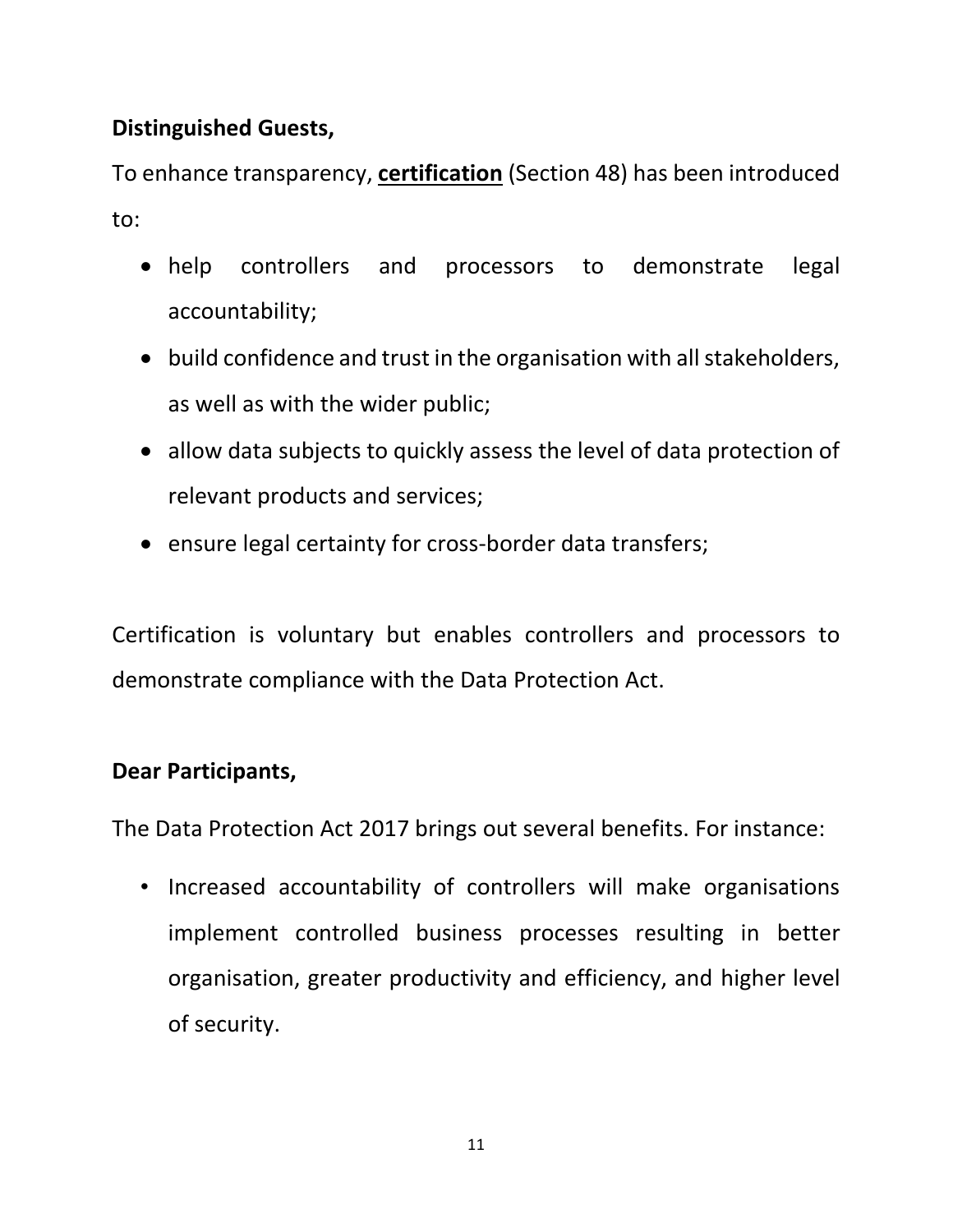**Distinguished Guests,**

To enhance transparency, **certification** (Section 48) has been introduced to:

- help controllers and processors to demonstrate legal accountability;
- build confidence and trust in the organisation with all stakeholders, as well as with the wider public;
- allow data subjects to quickly assess the level of data protection of relevant products and services;
- ensure legal certainty for cross-border data transfers;

Certification is voluntary but enables controllers and processors to demonstrate compliance with the Data Protection Act.

**Dear Participants,**

The Data Protection Act 2017 brings out several benefits. For instance:

- Increased accountability of controllers will make organisations implement controlled business processes resulting in better organisation, greater productivity and efficiency, and higher level of security.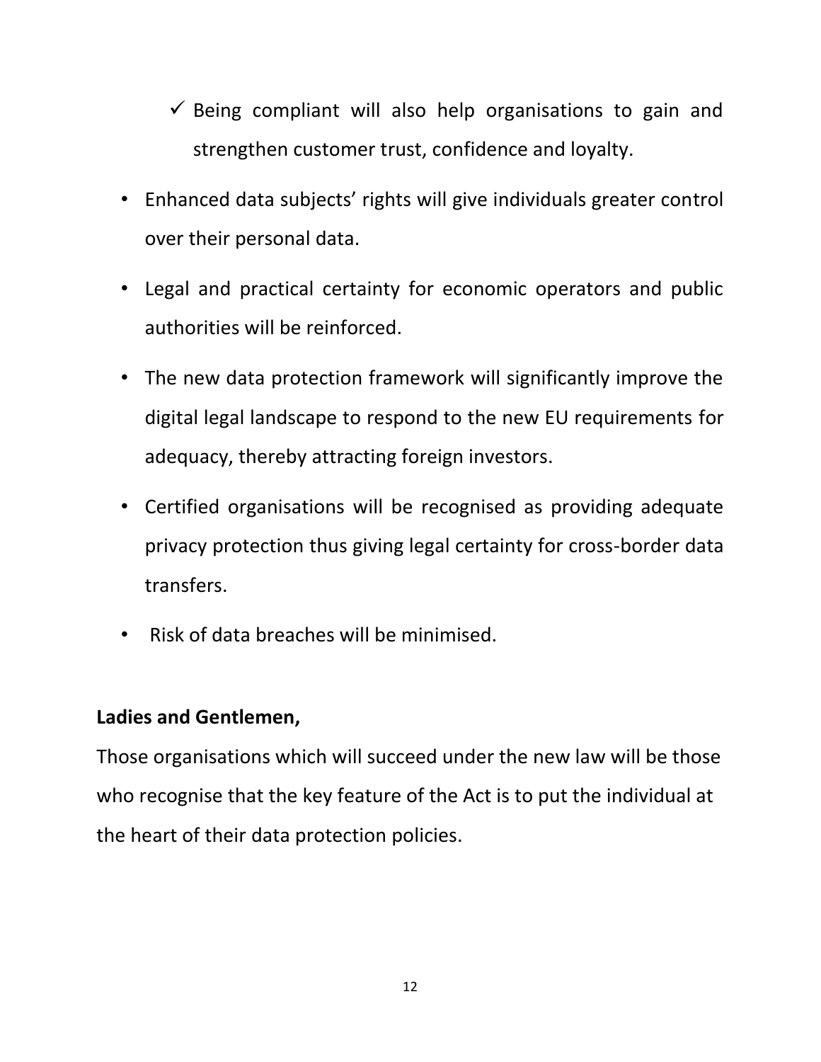- ✓ Being compliant will also help organisations to gain and strengthen customer trust, confidence and loyalty.

- Enhanced data subjects' rights will give individuals greater control over their personal data.
- Legal and practical certainty for economic operators and public authorities will be reinforced.
- The new data protection framework will significantly improve the digital legal landscape to respond to the new EU requirements for adequacy, thereby attracting foreign investors.
- Certified organisations will be recognised as providing adequate privacy protection thus giving legal certainty for cross-border data transfers.
- Risk of data breaches will be minimised.

**Ladies and Gentlemen,**

Those organisations which will succeed under the new law will be those who recognise that the key feature of the Act is to put the individual at the heart of their data protection policies.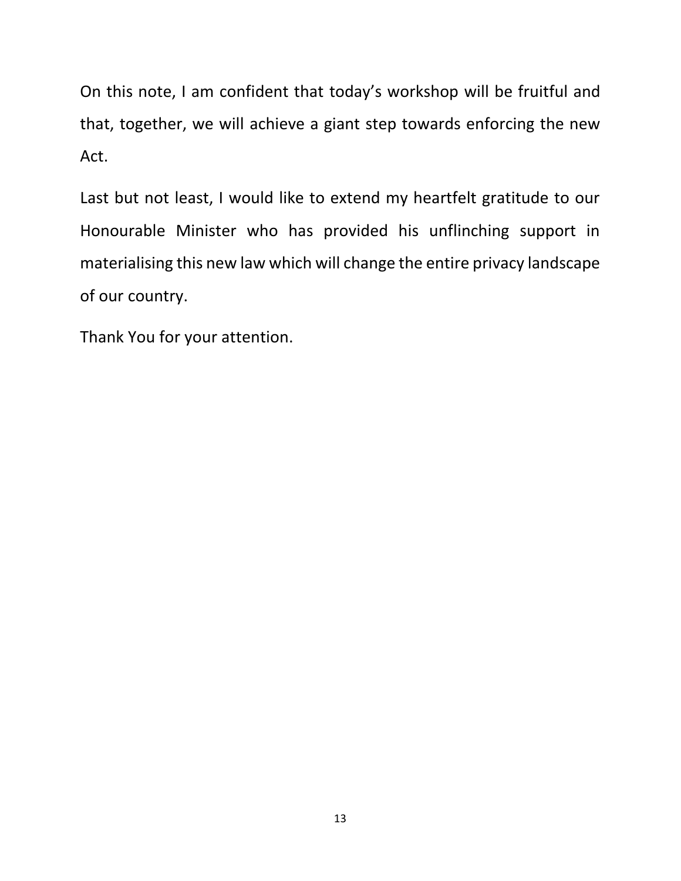On this note, I am confident that today's workshop will be fruitful and that, together, we will achieve a giant step towards enforcing the new Act.

Last but not least, I would like to extend my heartfelt gratitude to our Honourable Minister who has provided his unflinching support in materialising this new law which will change the entire privacy landscape of our country.

Thank You for your attention.